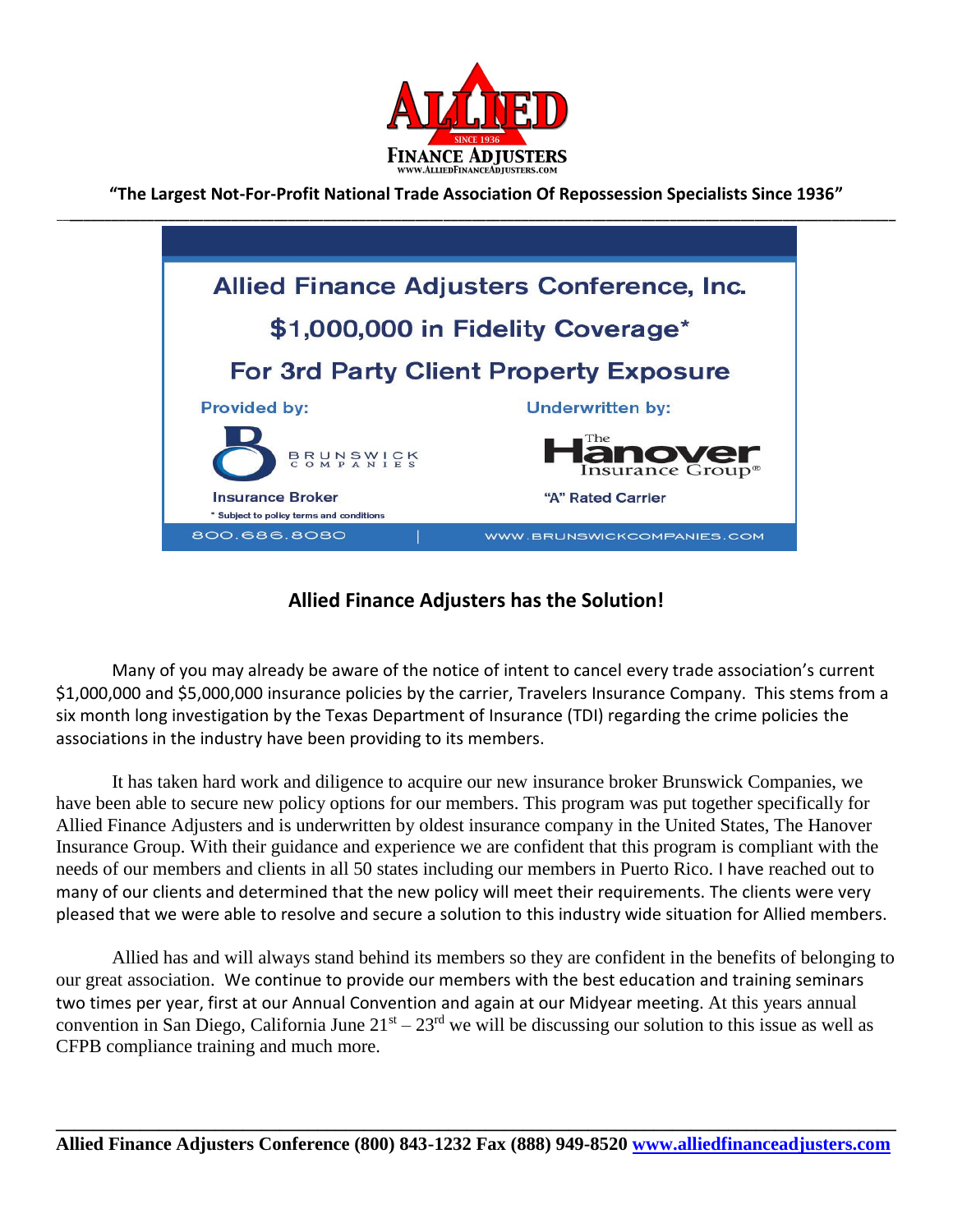ALLIED

SINCE 1936

FINANCE ADJUSTERS

WWW.ALLIEDFINANCEADJUSTERS.COM

**"The Largest Not-For-Profit National Trade Association Of Repossession Specialists Since 1936"**

---

## Allied Finance Adjusters Conference, Inc.

## $1,000,000 in Fidelity Coverage*

## For 3rd Party Client Property Exposure

Provided by: BRUNSWICK COMPANIES — Insurance Broker

Underwritten by: The Hanover Insurance Group® — "A" Rated Carrier

* Subject to policy terms and conditions

800.686.8080 | WWW.BRUNSWICKCOMPANIES.COM

### Allied Finance Adjusters has the Solution!

Many of you may already be aware of the notice of intent to cancel every trade association's current $1,000,000 and $5,000,000 insurance policies by the carrier, Travelers Insurance Company. This stems from a six month long investigation by the Texas Department of Insurance (TDI) regarding the crime policies the associations in the industry have been providing to its members.

It has taken hard work and diligence to acquire our new insurance broker Brunswick Companies, we have been able to secure new policy options for our members. This program was put together specifically for Allied Finance Adjusters and is underwritten by oldest insurance company in the United States, The Hanover Insurance Group. With their guidance and experience we are confident that this program is compliant with the needs of our members and clients in all 50 states including our members in Puerto Rico. I have reached out to many of our clients and determined that the new policy will meet their requirements. The clients were very pleased that we were able to resolve and secure a solution to this industry wide situation for Allied members.

Allied has and will always stand behind its members so they are confident in the benefits of belonging to our great association. We continue to provide our members with the best education and training seminars two times per year, first at our Annual Convention and again at our Midyear meeting. At this years annual convention in San Diego, California June 21st – 23rd we will be discussing our solution to this issue as well as CFPB compliance training and much more.

---

**Allied Finance Adjusters Conference (800) 843-1232 Fax (888) 949-8520 www.alliedfinanceadjusters.com**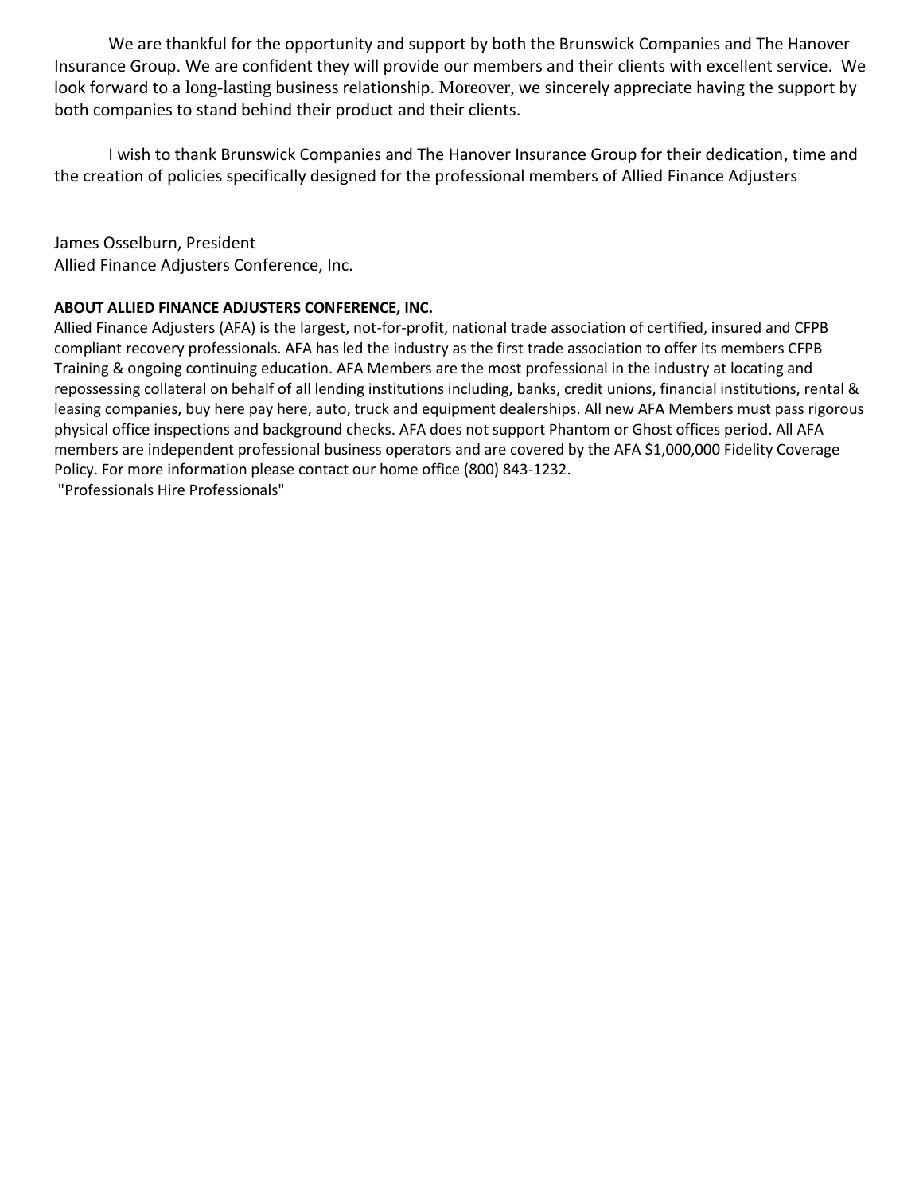We are thankful for the opportunity and support by both the Brunswick Companies and The Hanover Insurance Group. We are confident they will provide our members and their clients with excellent service. We look forward to a long-lasting business relationship. Moreover, we sincerely appreciate having the support by both companies to stand behind their product and their clients.

I wish to thank Brunswick Companies and The Hanover Insurance Group for their dedication, time and the creation of policies specifically designed for the professional members of Allied Finance Adjusters

James Osselburn, President
Allied Finance Adjusters Conference, Inc.

**ABOUT ALLIED FINANCE ADJUSTERS CONFERENCE, INC.**

Allied Finance Adjusters (AFA) is the largest, not-for-profit, national trade association of certified, insured and CFPB compliant recovery professionals. AFA has led the industry as the first trade association to offer its members CFPB Training & ongoing continuing education. AFA Members are the most professional in the industry at locating and repossessing collateral on behalf of all lending institutions including, banks, credit unions, financial institutions, rental & leasing companies, buy here pay here, auto, truck and equipment dealerships. All new AFA Members must pass rigorous physical office inspections and background checks. AFA does not support Phantom or Ghost offices period. All AFA members are independent professional business operators and are covered by the AFA $1,000,000 Fidelity Coverage Policy. For more information please contact our home office (800) 843-1232.

"Professionals Hire Professionals"